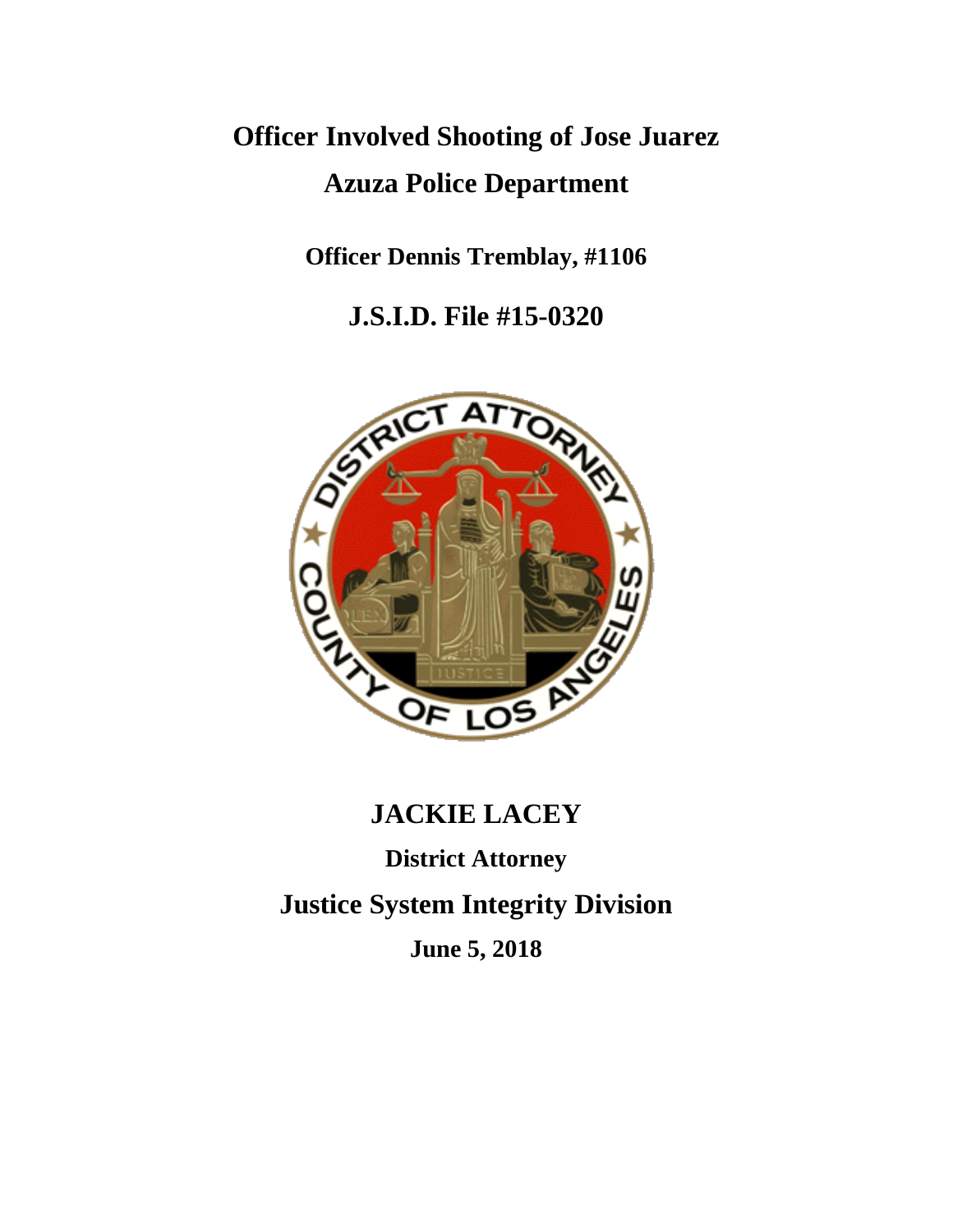# Officer Involved Shooting of Jose Juarez

# Azuza Police Department

**Officer Dennis Tremblay, #1106**

## J.S.I.D. File #15-0320

## JACKIE LACEY

**District Attorney**

## Justice System Integrity Division

**June 5, 2018**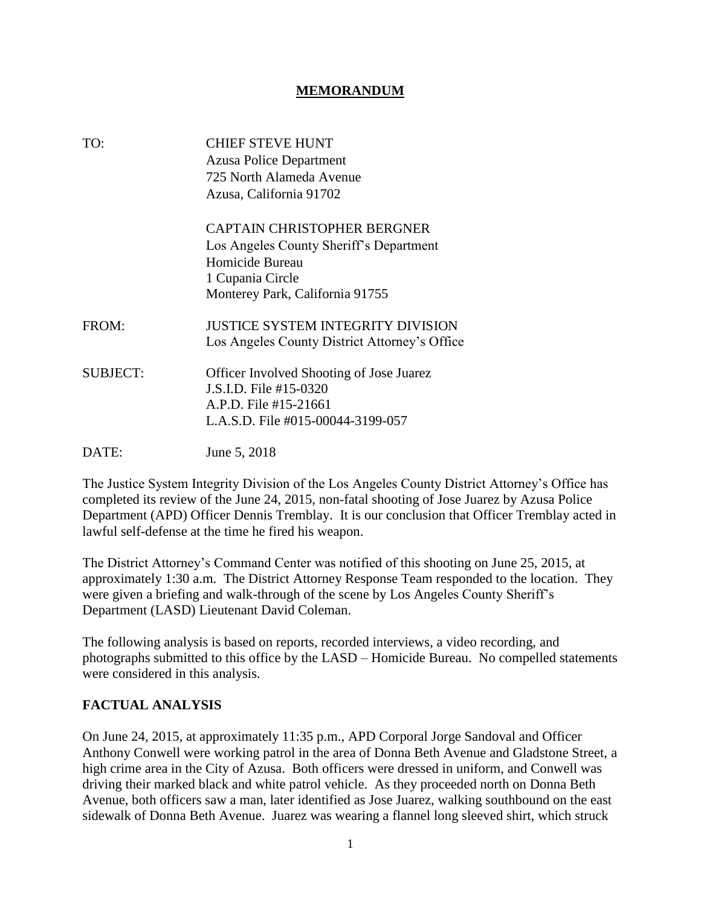# **MEMORANDUM**

TO: CHIEF STEVE HUNT
Azusa Police Department
725 North Alameda Avenue
Azusa, California 91702

CAPTAIN CHRISTOPHER BERGNER
Los Angeles County Sheriff's Department
Homicide Bureau
1 Cupania Circle
Monterey Park, California 91755

FROM: JUSTICE SYSTEM INTEGRITY DIVISION
Los Angeles County District Attorney's Office

SUBJECT: Officer Involved Shooting of Jose Juarez
J.S.I.D. File #15-0320
A.P.D. File #15-21661
L.A.S.D. File #015-00044-3199-057

DATE: June 5, 2018

The Justice System Integrity Division of the Los Angeles County District Attorney's Office has completed its review of the June 24, 2015, non-fatal shooting of Jose Juarez by Azusa Police Department (APD) Officer Dennis Tremblay. It is our conclusion that Officer Tremblay acted in lawful self-defense at the time he fired his weapon.

The District Attorney's Command Center was notified of this shooting on June 25, 2015, at approximately 1:30 a.m. The District Attorney Response Team responded to the location. They were given a briefing and walk-through of the scene by Los Angeles County Sheriff's Department (LASD) Lieutenant David Coleman.

The following analysis is based on reports, recorded interviews, a video recording, and photographs submitted to this office by the LASD – Homicide Bureau. No compelled statements were considered in this analysis.

## **FACTUAL ANALYSIS**

On June 24, 2015, at approximately 11:35 p.m., APD Corporal Jorge Sandoval and Officer Anthony Conwell were working patrol in the area of Donna Beth Avenue and Gladstone Street, a high crime area in the City of Azusa. Both officers were dressed in uniform, and Conwell was driving their marked black and white patrol vehicle. As they proceeded north on Donna Beth Avenue, both officers saw a man, later identified as Jose Juarez, walking southbound on the east sidewalk of Donna Beth Avenue. Juarez was wearing a flannel long sleeved shirt, which struck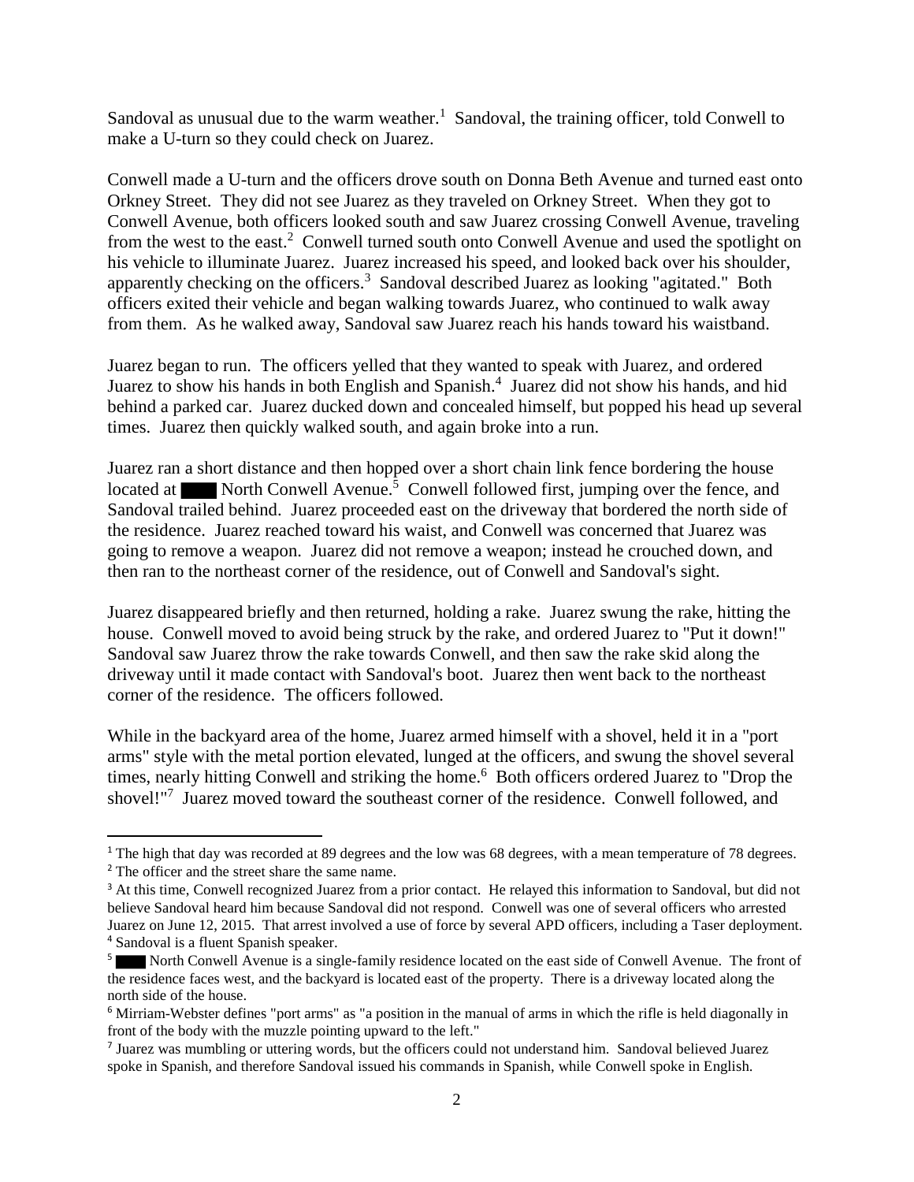Sandoval as unusual due to the warm weather.[1] Sandoval, the training officer, told Conwell to make a U-turn so they could check on Juarez.

Conwell made a U-turn and the officers drove south on Donna Beth Avenue and turned east onto Orkney Street. They did not see Juarez as they traveled on Orkney Street. When they got to Conwell Avenue, both officers looked south and saw Juarez crossing Conwell Avenue, traveling from the west to the east.[2] Conwell turned south onto Conwell Avenue and used the spotlight on his vehicle to illuminate Juarez. Juarez increased his speed, and looked back over his shoulder, apparently checking on the officers.[3] Sandoval described Juarez as looking "agitated." Both officers exited their vehicle and began walking towards Juarez, who continued to walk away from them. As he walked away, Sandoval saw Juarez reach his hands toward his waistband.

Juarez began to run. The officers yelled that they wanted to speak with Juarez, and ordered Juarez to show his hands in both English and Spanish.[4] Juarez did not show his hands, and hid behind a parked car. Juarez ducked down and concealed himself, but popped his head up several times. Juarez then quickly walked south, and again broke into a run.

Juarez ran a short distance and then hopped over a short chain link fence bordering the house located at ████ North Conwell Avenue.[5] Conwell followed first, jumping over the fence, and Sandoval trailed behind. Juarez proceeded east on the driveway that bordered the north side of the residence. Juarez reached toward his waist, and Conwell was concerned that Juarez was going to remove a weapon. Juarez did not remove a weapon; instead he crouched down, and then ran to the northeast corner of the residence, out of Conwell and Sandoval's sight.

Juarez disappeared briefly and then returned, holding a rake. Juarez swung the rake, hitting the house. Conwell moved to avoid being struck by the rake, and ordered Juarez to "Put it down!" Sandoval saw Juarez throw the rake towards Conwell, and then saw the rake skid along the driveway until it made contact with Sandoval's boot. Juarez then went back to the northeast corner of the residence. The officers followed.

While in the backyard area of the home, Juarez armed himself with a shovel, held it in a "port arms" style with the metal portion elevated, lunged at the officers, and swung the shovel several times, nearly hitting Conwell and striking the home.[6] Both officers ordered Juarez to "Drop the shovel!"[7] Juarez moved toward the southeast corner of the residence. Conwell followed, and

---

[1] The high that day was recorded at 89 degrees and the low was 68 degrees, with a mean temperature of 78 degrees.

[2] The officer and the street share the same name.

[3] At this time, Conwell recognized Juarez from a prior contact. He relayed this information to Sandoval, but did not believe Sandoval heard him because Sandoval did not respond. Conwell was one of several officers who arrested Juarez on June 12, 2015. That arrest involved a use of force by several APD officers, including a Taser deployment.

[4] Sandoval is a fluent Spanish speaker.

[5] ████ North Conwell Avenue is a single-family residence located on the east side of Conwell Avenue. The front of the residence faces west, and the backyard is located east of the property. There is a driveway located along the north side of the house.

[6] Mirriam-Webster defines "port arms" as "a position in the manual of arms in which the rifle is held diagonally in front of the body with the muzzle pointing upward to the left."

[7] Juarez was mumbling or uttering words, but the officers could not understand him. Sandoval believed Juarez spoke in Spanish, and therefore Sandoval issued his commands in Spanish, while Conwell spoke in English.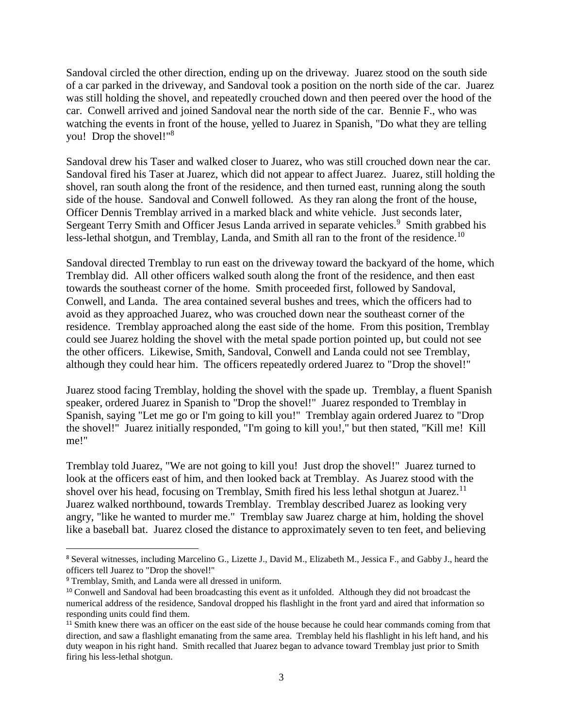Sandoval circled the other direction, ending up on the driveway. Juarez stood on the south side of a car parked in the driveway, and Sandoval took a position on the north side of the car. Juarez was still holding the shovel, and repeatedly crouched down and then peered over the hood of the car. Conwell arrived and joined Sandoval near the north side of the car. Bennie F., who was watching the events in front of the house, yelled to Juarez in Spanish, "Do what they are telling you! Drop the shovel!"[8]

Sandoval drew his Taser and walked closer to Juarez, who was still crouched down near the car. Sandoval fired his Taser at Juarez, which did not appear to affect Juarez. Juarez, still holding the shovel, ran south along the front of the residence, and then turned east, running along the south side of the house. Sandoval and Conwell followed. As they ran along the front of the house, Officer Dennis Tremblay arrived in a marked black and white vehicle. Just seconds later, Sergeant Terry Smith and Officer Jesus Landa arrived in separate vehicles.[9] Smith grabbed his less-lethal shotgun, and Tremblay, Landa, and Smith all ran to the front of the residence.[10]

Sandoval directed Tremblay to run east on the driveway toward the backyard of the home, which Tremblay did. All other officers walked south along the front of the residence, and then east towards the southeast corner of the home. Smith proceeded first, followed by Sandoval, Conwell, and Landa. The area contained several bushes and trees, which the officers had to avoid as they approached Juarez, who was crouched down near the southeast corner of the residence. Tremblay approached along the east side of the home. From this position, Tremblay could see Juarez holding the shovel with the metal spade portion pointed up, but could not see the other officers. Likewise, Smith, Sandoval, Conwell and Landa could not see Tremblay, although they could hear him. The officers repeatedly ordered Juarez to "Drop the shovel!"

Juarez stood facing Tremblay, holding the shovel with the spade up. Tremblay, a fluent Spanish speaker, ordered Juarez in Spanish to "Drop the shovel!" Juarez responded to Tremblay in Spanish, saying "Let me go or I'm going to kill you!" Tremblay again ordered Juarez to "Drop the shovel!" Juarez initially responded, "I'm going to kill you!," but then stated, "Kill me! Kill me!"

Tremblay told Juarez, "We are not going to kill you! Just drop the shovel!" Juarez turned to look at the officers east of him, and then looked back at Tremblay. As Juarez stood with the shovel over his head, focusing on Tremblay, Smith fired his less lethal shotgun at Juarez.[11] Juarez walked northbound, towards Tremblay. Tremblay described Juarez as looking very angry, "like he wanted to murder me." Tremblay saw Juarez charge at him, holding the shovel like a baseball bat. Juarez closed the distance to approximately seven to ten feet, and believing

---

[8] Several witnesses, including Marcelino G., Lizette J., David M., Elizabeth M., Jessica F., and Gabby J., heard the officers tell Juarez to "Drop the shovel!"

[9] Tremblay, Smith, and Landa were all dressed in uniform.

[10] Conwell and Sandoval had been broadcasting this event as it unfolded. Although they did not broadcast the numerical address of the residence, Sandoval dropped his flashlight in the front yard and aired that information so responding units could find them.

[11] Smith knew there was an officer on the east side of the house because he could hear commands coming from that direction, and saw a flashlight emanating from the same area. Tremblay held his flashlight in his left hand, and his duty weapon in his right hand. Smith recalled that Juarez began to advance toward Tremblay just prior to Smith firing his less-lethal shotgun.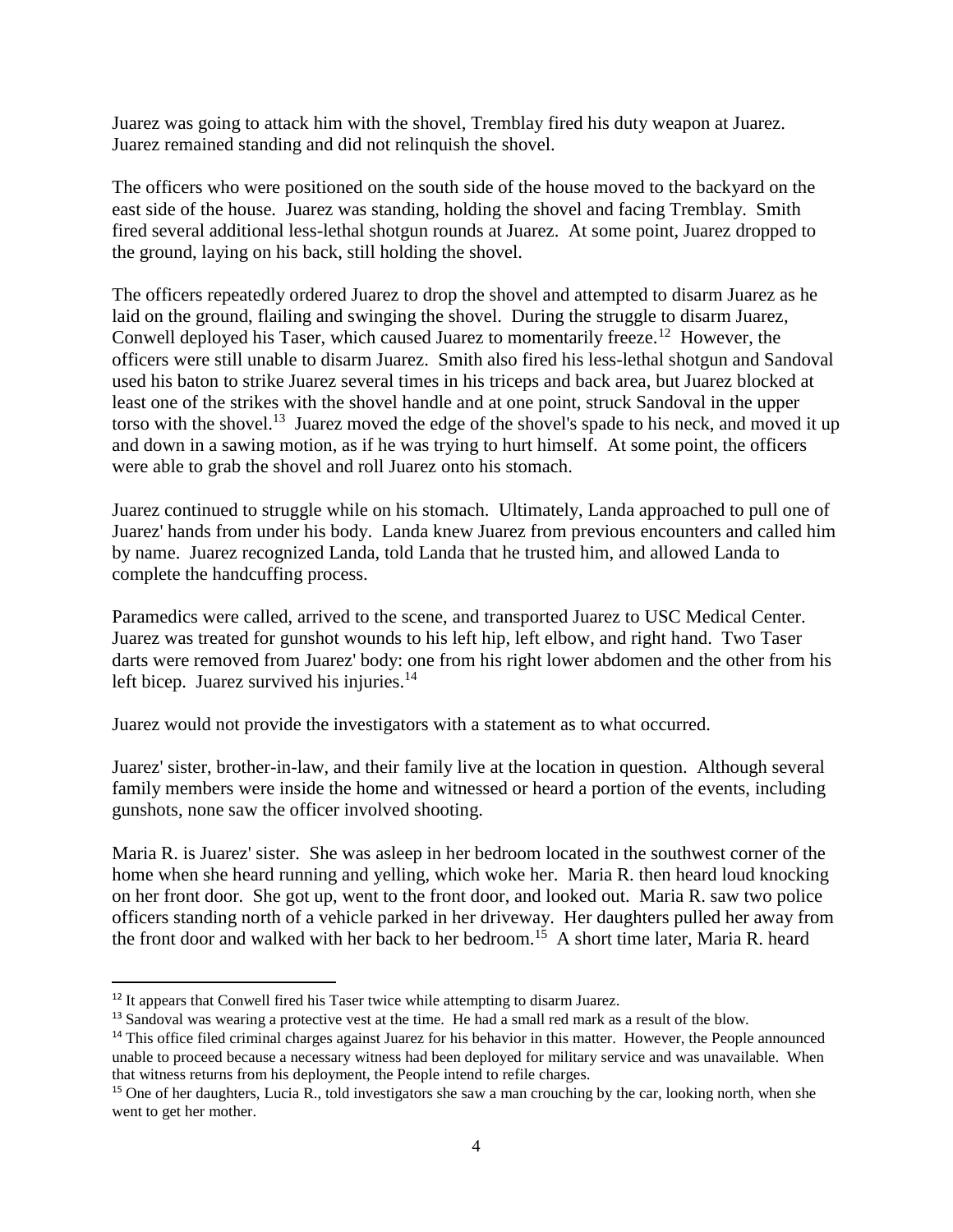Juarez was going to attack him with the shovel, Tremblay fired his duty weapon at Juarez. Juarez remained standing and did not relinquish the shovel.

The officers who were positioned on the south side of the house moved to the backyard on the east side of the house. Juarez was standing, holding the shovel and facing Tremblay. Smith fired several additional less-lethal shotgun rounds at Juarez. At some point, Juarez dropped to the ground, laying on his back, still holding the shovel.

The officers repeatedly ordered Juarez to drop the shovel and attempted to disarm Juarez as he laid on the ground, flailing and swinging the shovel. During the struggle to disarm Juarez, Conwell deployed his Taser, which caused Juarez to momentarily freeze.[12] However, the officers were still unable to disarm Juarez. Smith also fired his less-lethal shotgun and Sandoval used his baton to strike Juarez several times in his triceps and back area, but Juarez blocked at least one of the strikes with the shovel handle and at one point, struck Sandoval in the upper torso with the shovel.[13] Juarez moved the edge of the shovel's spade to his neck, and moved it up and down in a sawing motion, as if he was trying to hurt himself. At some point, the officers were able to grab the shovel and roll Juarez onto his stomach.

Juarez continued to struggle while on his stomach. Ultimately, Landa approached to pull one of Juarez' hands from under his body. Landa knew Juarez from previous encounters and called him by name. Juarez recognized Landa, told Landa that he trusted him, and allowed Landa to complete the handcuffing process.

Paramedics were called, arrived to the scene, and transported Juarez to USC Medical Center. Juarez was treated for gunshot wounds to his left hip, left elbow, and right hand. Two Taser darts were removed from Juarez' body: one from his right lower abdomen and the other from his left bicep. Juarez survived his injuries.[14]

Juarez would not provide the investigators with a statement as to what occurred.

Juarez' sister, brother-in-law, and their family live at the location in question. Although several family members were inside the home and witnessed or heard a portion of the events, including gunshots, none saw the officer involved shooting.

Maria R. is Juarez' sister. She was asleep in her bedroom located in the southwest corner of the home when she heard running and yelling, which woke her. Maria R. then heard loud knocking on her front door. She got up, went to the front door, and looked out. Maria R. saw two police officers standing north of a vehicle parked in her driveway. Her daughters pulled her away from the front door and walked with her back to her bedroom.[15] A short time later, Maria R. heard

---

[12] It appears that Conwell fired his Taser twice while attempting to disarm Juarez.

[13] Sandoval was wearing a protective vest at the time. He had a small red mark as a result of the blow.

[14] This office filed criminal charges against Juarez for his behavior in this matter. However, the People announced unable to proceed because a necessary witness had been deployed for military service and was unavailable. When that witness returns from his deployment, the People intend to refile charges.

[15] One of her daughters, Lucia R., told investigators she saw a man crouching by the car, looking north, when she went to get her mother.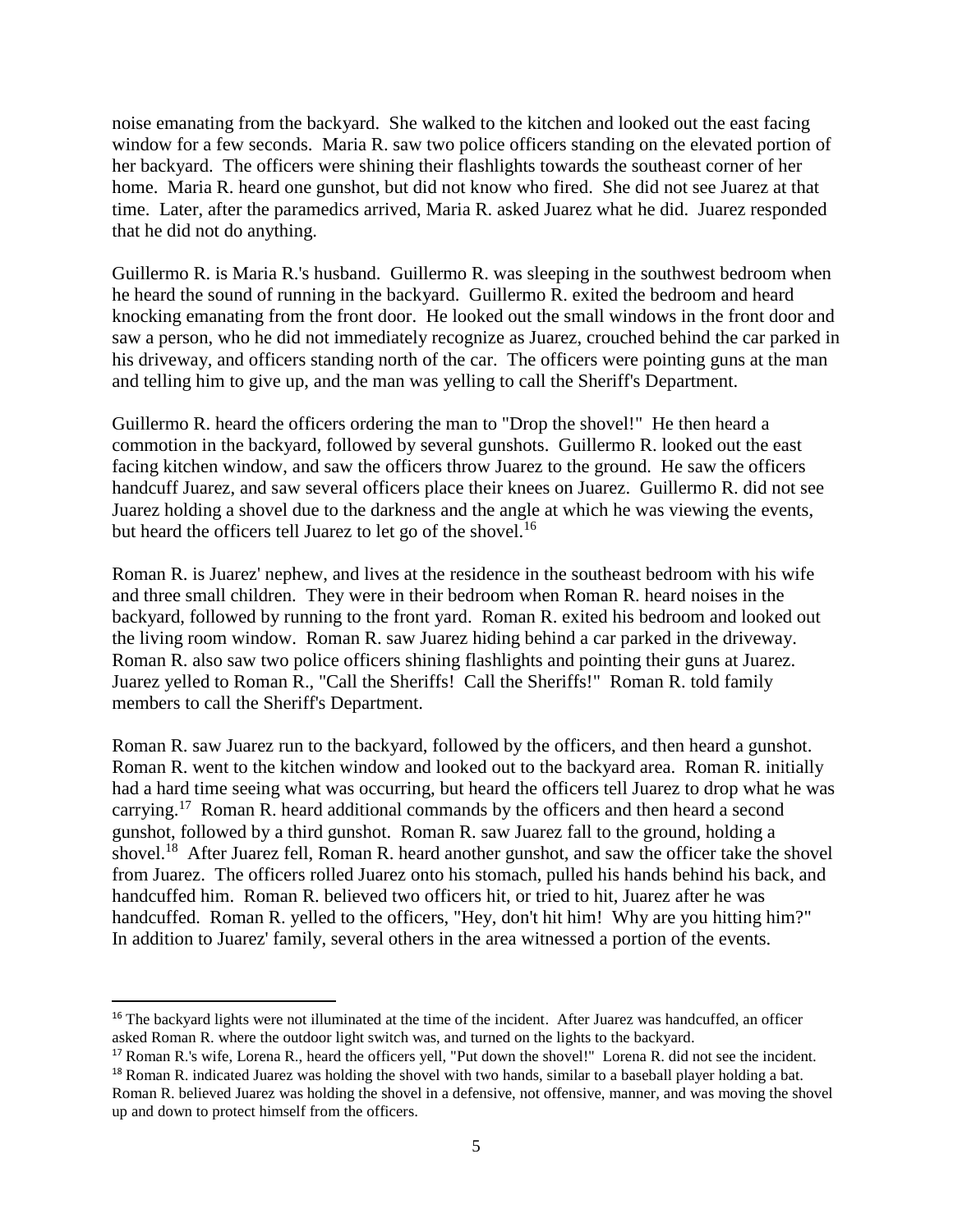noise emanating from the backyard. She walked to the kitchen and looked out the east facing window for a few seconds. Maria R. saw two police officers standing on the elevated portion of her backyard. The officers were shining their flashlights towards the southeast corner of her home. Maria R. heard one gunshot, but did not know who fired. She did not see Juarez at that time. Later, after the paramedics arrived, Maria R. asked Juarez what he did. Juarez responded that he did not do anything.

Guillermo R. is Maria R.'s husband. Guillermo R. was sleeping in the southwest bedroom when he heard the sound of running in the backyard. Guillermo R. exited the bedroom and heard knocking emanating from the front door. He looked out the small windows in the front door and saw a person, who he did not immediately recognize as Juarez, crouched behind the car parked in his driveway, and officers standing north of the car. The officers were pointing guns at the man and telling him to give up, and the man was yelling to call the Sheriff's Department.

Guillermo R. heard the officers ordering the man to "Drop the shovel!" He then heard a commotion in the backyard, followed by several gunshots. Guillermo R. looked out the east facing kitchen window, and saw the officers throw Juarez to the ground. He saw the officers handcuff Juarez, and saw several officers place their knees on Juarez. Guillermo R. did not see Juarez holding a shovel due to the darkness and the angle at which he was viewing the events, but heard the officers tell Juarez to let go of the shovel.[16]

Roman R. is Juarez' nephew, and lives at the residence in the southeast bedroom with his wife and three small children. They were in their bedroom when Roman R. heard noises in the backyard, followed by running to the front yard. Roman R. exited his bedroom and looked out the living room window. Roman R. saw Juarez hiding behind a car parked in the driveway. Roman R. also saw two police officers shining flashlights and pointing their guns at Juarez. Juarez yelled to Roman R., "Call the Sheriffs! Call the Sheriffs!" Roman R. told family members to call the Sheriff's Department.

Roman R. saw Juarez run to the backyard, followed by the officers, and then heard a gunshot. Roman R. went to the kitchen window and looked out to the backyard area. Roman R. initially had a hard time seeing what was occurring, but heard the officers tell Juarez to drop what he was carrying.[17] Roman R. heard additional commands by the officers and then heard a second gunshot, followed by a third gunshot. Roman R. saw Juarez fall to the ground, holding a shovel.[18] After Juarez fell, Roman R. heard another gunshot, and saw the officer take the shovel from Juarez. The officers rolled Juarez onto his stomach, pulled his hands behind his back, and handcuffed him. Roman R. believed two officers hit, or tried to hit, Juarez after he was handcuffed. Roman R. yelled to the officers, "Hey, don't hit him! Why are you hitting him?" In addition to Juarez' family, several others in the area witnessed a portion of the events.

---

[16] The backyard lights were not illuminated at the time of the incident. After Juarez was handcuffed, an officer asked Roman R. where the outdoor light switch was, and turned on the lights to the backyard.

[17] Roman R.'s wife, Lorena R., heard the officers yell, "Put down the shovel!" Lorena R. did not see the incident.

[18] Roman R. indicated Juarez was holding the shovel with two hands, similar to a baseball player holding a bat. Roman R. believed Juarez was holding the shovel in a defensive, not offensive, manner, and was moving the shovel up and down to protect himself from the officers.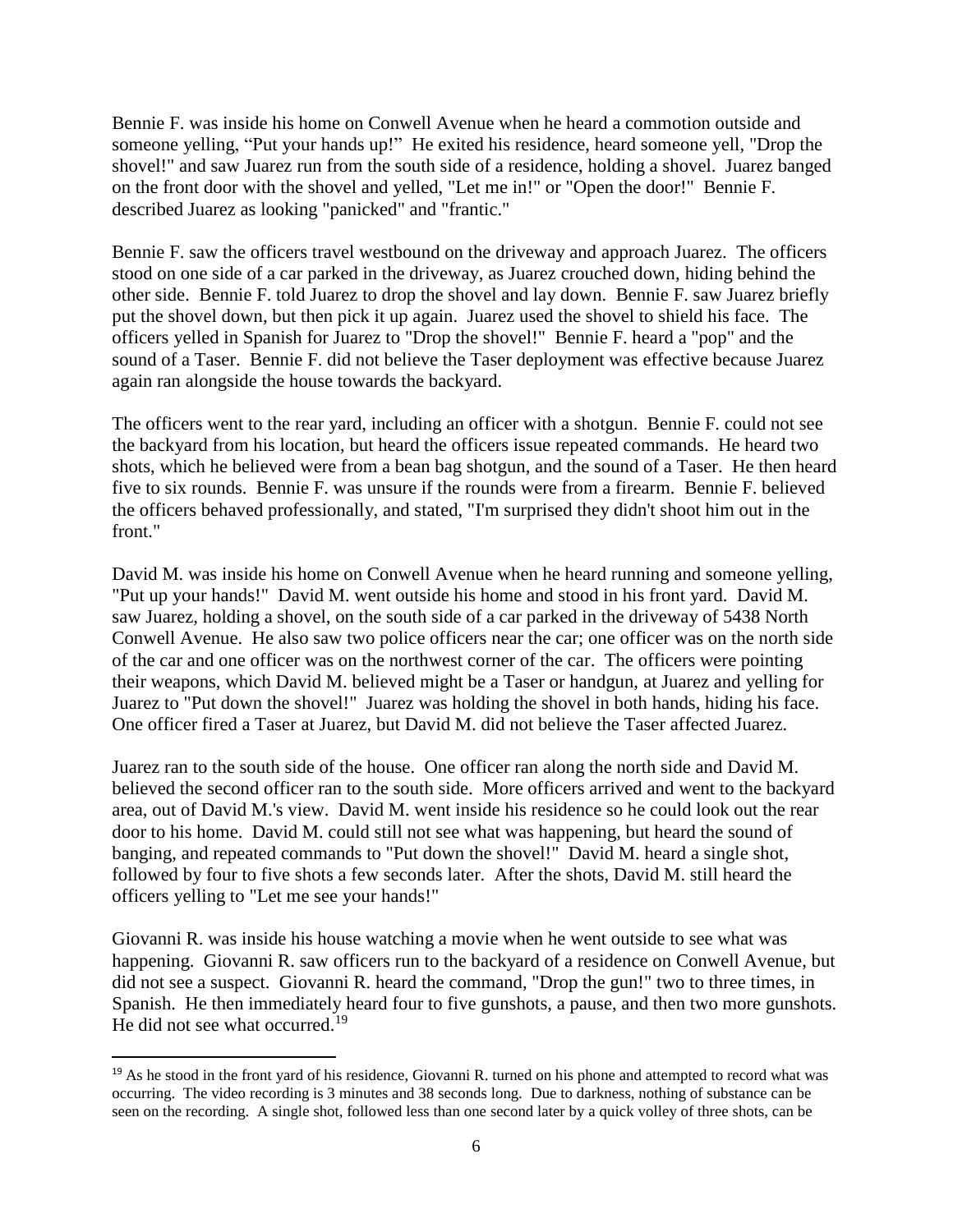Bennie F. was inside his home on Conwell Avenue when he heard a commotion outside and someone yelling, "Put your hands up!" He exited his residence, heard someone yell, "Drop the shovel!" and saw Juarez run from the south side of a residence, holding a shovel. Juarez banged on the front door with the shovel and yelled, "Let me in!" or "Open the door!" Bennie F. described Juarez as looking "panicked" and "frantic."

Bennie F. saw the officers travel westbound on the driveway and approach Juarez. The officers stood on one side of a car parked in the driveway, as Juarez crouched down, hiding behind the other side. Bennie F. told Juarez to drop the shovel and lay down. Bennie F. saw Juarez briefly put the shovel down, but then pick it up again. Juarez used the shovel to shield his face. The officers yelled in Spanish for Juarez to "Drop the shovel!" Bennie F. heard a "pop" and the sound of a Taser. Bennie F. did not believe the Taser deployment was effective because Juarez again ran alongside the house towards the backyard.

The officers went to the rear yard, including an officer with a shotgun. Bennie F. could not see the backyard from his location, but heard the officers issue repeated commands. He heard two shots, which he believed were from a bean bag shotgun, and the sound of a Taser. He then heard five to six rounds. Bennie F. was unsure if the rounds were from a firearm. Bennie F. believed the officers behaved professionally, and stated, "I'm surprised they didn't shoot him out in the front."

David M. was inside his home on Conwell Avenue when he heard running and someone yelling, "Put up your hands!" David M. went outside his home and stood in his front yard. David M. saw Juarez, holding a shovel, on the south side of a car parked in the driveway of 5438 North Conwell Avenue. He also saw two police officers near the car; one officer was on the north side of the car and one officer was on the northwest corner of the car. The officers were pointing their weapons, which David M. believed might be a Taser or handgun, at Juarez and yelling for Juarez to "Put down the shovel!" Juarez was holding the shovel in both hands, hiding his face. One officer fired a Taser at Juarez, but David M. did not believe the Taser affected Juarez.

Juarez ran to the south side of the house. One officer ran along the north side and David M. believed the second officer ran to the south side. More officers arrived and went to the backyard area, out of David M.'s view. David M. went inside his residence so he could look out the rear door to his home. David M. could still not see what was happening, but heard the sound of banging, and repeated commands to "Put down the shovel!" David M. heard a single shot, followed by four to five shots a few seconds later. After the shots, David M. still heard the officers yelling to "Let me see your hands!"

Giovanni R. was inside his house watching a movie when he went outside to see what was happening. Giovanni R. saw officers run to the backyard of a residence on Conwell Avenue, but did not see a suspect. Giovanni R. heard the command, "Drop the gun!" two to three times, in Spanish. He then immediately heard four to five gunshots, a pause, and then two more gunshots. He did not see what occurred.[19]

[19] As he stood in the front yard of his residence, Giovanni R. turned on his phone and attempted to record what was occurring. The video recording is 3 minutes and 38 seconds long. Due to darkness, nothing of substance can be seen on the recording. A single shot, followed less than one second later by a quick volley of three shots, can be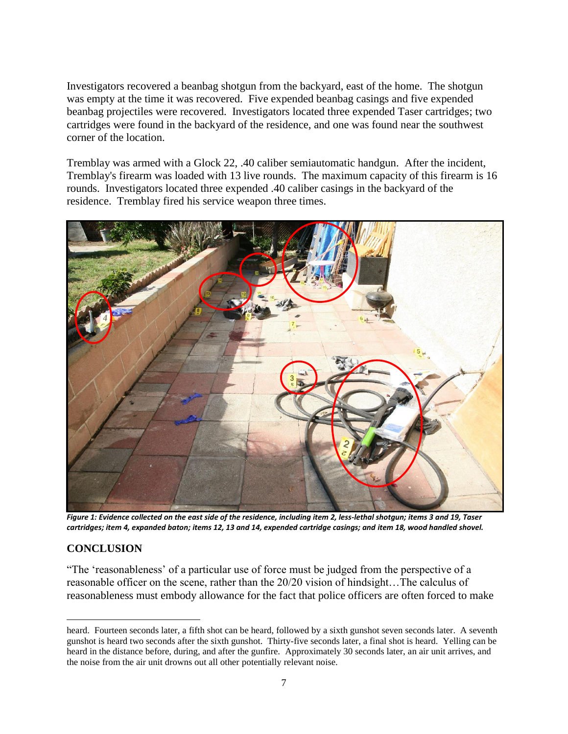Investigators recovered a beanbag shotgun from the backyard, east of the home. The shotgun was empty at the time it was recovered. Five expended beanbag casings and five expended beanbag projectiles were recovered. Investigators located three expended Taser cartridges; two cartridges were found in the backyard of the residence, and one was found near the southwest corner of the location.

Tremblay was armed with a Glock 22, .40 caliber semiautomatic handgun. After the incident, Tremblay's firearm was loaded with 13 live rounds. The maximum capacity of this firearm is 16 rounds. Investigators located three expended .40 caliber casings in the backyard of the residence. Tremblay fired his service weapon three times.

***Figure 1: Evidence collected on the east side of the residence, including item 2, less-lethal shotgun; items 3 and 19, Taser cartridges; item 4, expanded baton; items 12, 13 and 14, expended cartridge casings; and item 18, wood handled shovel.***

## CONCLUSION

"The 'reasonableness' of a particular use of force must be judged from the perspective of a reasonable officer on the scene, rather than the 20/20 vision of hindsight…The calculus of reasonableness must embody allowance for the fact that police officers are often forced to make

---

heard. Fourteen seconds later, a fifth shot can be heard, followed by a sixth gunshot seven seconds later. A seventh gunshot is heard two seconds after the sixth gunshot. Thirty-five seconds later, a final shot is heard. Yelling can be heard in the distance before, during, and after the gunfire. Approximately 30 seconds later, an air unit arrives, and the noise from the air unit drowns out all other potentially relevant noise.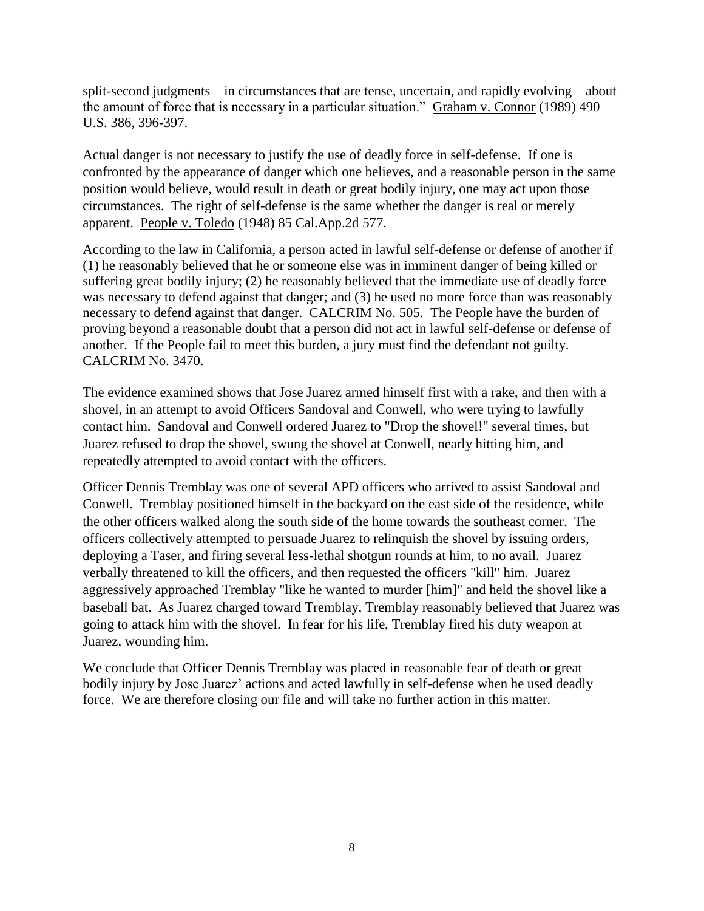split-second judgments—in circumstances that are tense, uncertain, and rapidly evolving—about the amount of force that is necessary in a particular situation." Graham v. Connor (1989) 490 U.S. 386, 396-397.

Actual danger is not necessary to justify the use of deadly force in self-defense. If one is confronted by the appearance of danger which one believes, and a reasonable person in the same position would believe, would result in death or great bodily injury, one may act upon those circumstances. The right of self-defense is the same whether the danger is real or merely apparent. People v. Toledo (1948) 85 Cal.App.2d 577.

According to the law in California, a person acted in lawful self-defense or defense of another if (1) he reasonably believed that he or someone else was in imminent danger of being killed or suffering great bodily injury; (2) he reasonably believed that the immediate use of deadly force was necessary to defend against that danger; and (3) he used no more force than was reasonably necessary to defend against that danger. CALCRIM No. 505. The People have the burden of proving beyond a reasonable doubt that a person did not act in lawful self-defense or defense of another. If the People fail to meet this burden, a jury must find the defendant not guilty. CALCRIM No. 3470.

The evidence examined shows that Jose Juarez armed himself first with a rake, and then with a shovel, in an attempt to avoid Officers Sandoval and Conwell, who were trying to lawfully contact him. Sandoval and Conwell ordered Juarez to "Drop the shovel!" several times, but Juarez refused to drop the shovel, swung the shovel at Conwell, nearly hitting him, and repeatedly attempted to avoid contact with the officers.

Officer Dennis Tremblay was one of several APD officers who arrived to assist Sandoval and Conwell. Tremblay positioned himself in the backyard on the east side of the residence, while the other officers walked along the south side of the home towards the southeast corner. The officers collectively attempted to persuade Juarez to relinquish the shovel by issuing orders, deploying a Taser, and firing several less-lethal shotgun rounds at him, to no avail. Juarez verbally threatened to kill the officers, and then requested the officers "kill" him. Juarez aggressively approached Tremblay "like he wanted to murder [him]" and held the shovel like a baseball bat. As Juarez charged toward Tremblay, Tremblay reasonably believed that Juarez was going to attack him with the shovel. In fear for his life, Tremblay fired his duty weapon at Juarez, wounding him.

We conclude that Officer Dennis Tremblay was placed in reasonable fear of death or great bodily injury by Jose Juarez' actions and acted lawfully in self-defense when he used deadly force. We are therefore closing our file and will take no further action in this matter.